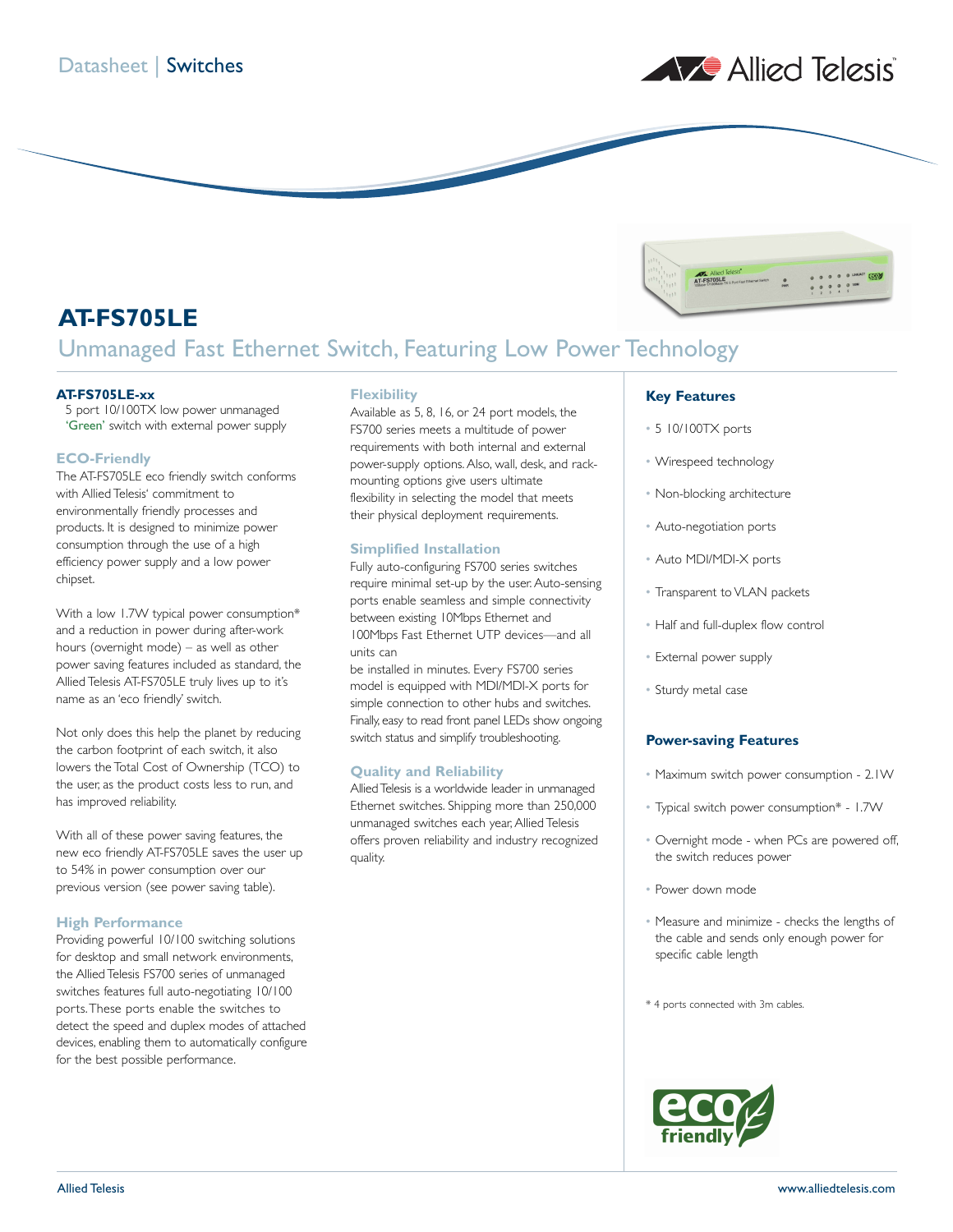Datasheet | Switches

# AT-FS705LE

## Unmanaged Fast Ethernet Switch, Featuring Low Power Technology

**AT-FS705LE-xx**

5 port 10/100TX low power unmanaged 'Green' switch with external power supply

### ECO-Friendly

The AT-FS705LE eco friendly switch conforms with Allied Telesis' commitment to environmentally friendly processes and products. It is designed to minimize power consumption through the use of a high efficiency power supply and a low power chipset.

With a low 1.7W typical power consumption* and a reduction in power during after-work hours (overnight mode) – as well as other power saving features included as standard, the Allied Telesis AT-FS705LE truly lives up to it's name as an 'eco friendly' switch.

Not only does this help the planet by reducing the carbon footprint of each switch, it also lowers the Total Cost of Ownership (TCO) to the user, as the product costs less to run, and has improved reliability.

With all of these power saving features, the new eco friendly AT-FS705LE saves the user up to 54% in power consumption over our previous version (see power saving table).

### High Performance

Providing powerful 10/100 switching solutions for desktop and small network environments, the Allied Telesis FS700 series of unmanaged switches features full auto-negotiating 10/100 ports. These ports enable the switches to detect the speed and duplex modes of attached devices, enabling them to automatically configure for the best possible performance.

### Flexibility

Available as 5, 8, 16, or 24 port models, the FS700 series meets a multitude of power requirements with both internal and external power-supply options. Also, wall, desk, and rack-mounting options give users ultimate flexibility in selecting the model that meets their physical deployment requirements.

### Simplified Installation

Fully auto-configuring FS700 series switches require minimal set-up by the user. Auto-sensing ports enable seamless and simple connectivity between existing 10Mbps Ethernet and 100Mbps Fast Ethernet UTP devices—and all units can be installed in minutes. Every FS700 series model is equipped with MDI/MDI-X ports for simple connection to other hubs and switches. Finally, easy to read front panel LEDs show ongoing switch status and simplify troubleshooting.

### Quality and Reliability

Allied Telesis is a worldwide leader in unmanaged Ethernet switches. Shipping more than 250,000 unmanaged switches each year, Allied Telesis offers proven reliability and industry recognized quality.

### Key Features

- 5 10/100TX ports
- Wirespeed technology
- Non-blocking architecture
- Auto-negotiation ports
- Auto MDI/MDI-X ports
- Transparent to VLAN packets
- Half and full-duplex flow control
- External power supply
- Sturdy metal case

### Power-saving Features

- Maximum switch power consumption - 2.1W
- Typical switch power consumption* - 1.7W
- Overnight mode - when PCs are powered off, the switch reduces power
- Power down mode
- Measure and minimize - checks the lengths of the cable and sends only enough power for specific cable length

\* 4 ports connected with 3m cables.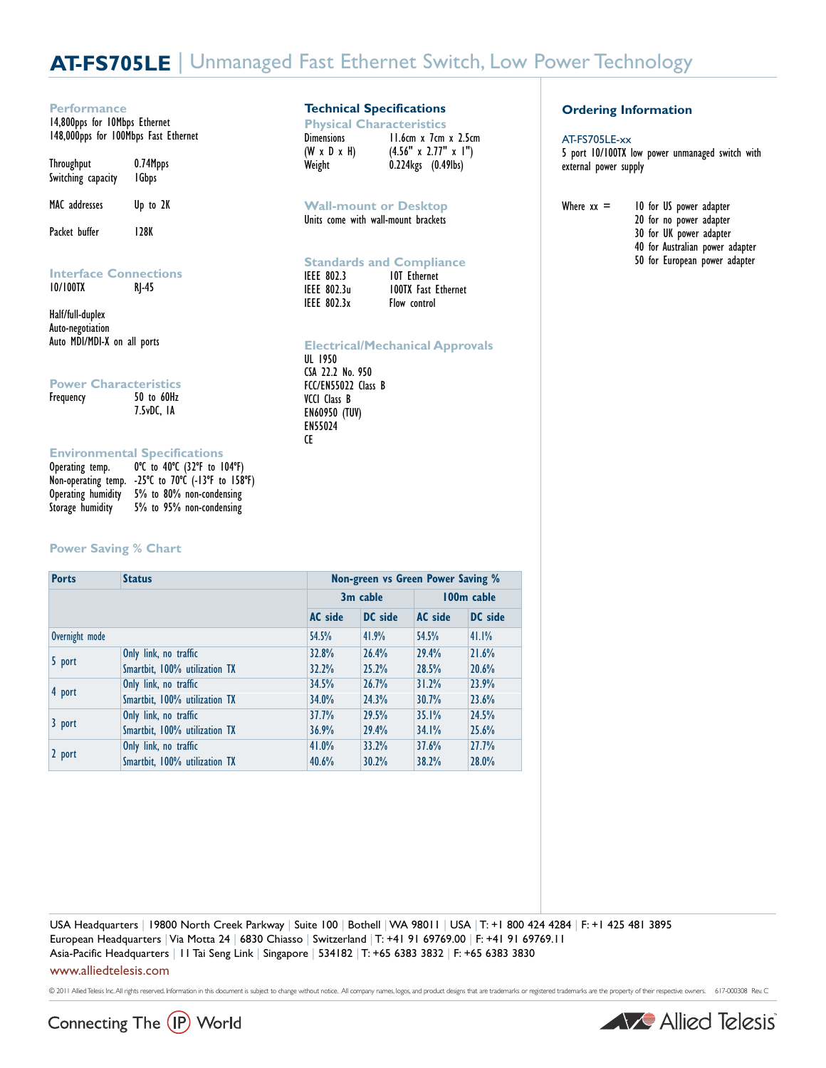# AT-FS705LE | Unmanaged Fast Ethernet Switch, Low Power Technology

### Performance

14,800pps for 10Mbps Ethernet
148,000pps for 100Mbps Fast Ethernet

| | |
|---|---|
| Throughput | 0.74Mpps |
| Switching capacity | 1Gbps |
| MAC addresses | Up to 2K |
| Packet buffer | 128K |

### Interface Connections

| | |
|---|---|
| 10/100TX | RJ-45 |

Half/full-duplex
Auto-negotiation
Auto MDI/MDI-X on all ports

### Power Characteristics

| | |
|---|---|
| Frequency | 50 to 60Hz |
| | 7.5vDC, 1A |

### Environmental Specifications

| | |
|---|---|
| Operating temp. | 0ºC to 40ºC (32ºF to 104ºF) |
| Non-operating temp. | -25ºC to 70ºC (-13ºF to 158ºF) |
| Operating humidity | 5% to 80% non-condensing |
| Storage humidity | 5% to 95% non-condensing |

## Technical Specifications

### Physical Characteristics

| | |
|---|---|
| Dimensions (W x D x H) | 11.6cm x 7cm x 2.5cm (4.56" x 2.77" x 1") |
| Weight | 0.224kgs (0.49lbs) |

### Wall-mount or Desktop

Units come with wall-mount brackets

### Standards and Compliance

| | |
|---|---|
| IEEE 802.3 | 10T Ethernet |
| IEEE 802.3u | 100TX Fast Ethernet |
| IEEE 802.3x | Flow control |

### Electrical/Mechanical Approvals

UL 1950
CSA 22.2 No. 950
FCC/EN55022 Class B
VCCI Class B
EN60950 (TUV)
EN55024
CE

## Ordering Information

**AT-FS705LE-xx**
5 port 10/100TX low power unmanaged switch with external power supply

Where xx =
- 10 for US power adapter
- 20 for no power adapter
- 30 for UK power adapter
- 40 for Australian power adapter
- 50 for European power adapter

### Power Saving % Chart

| Ports | Status | Non-green vs Green Power Saving % | | | |
|---|---|---|---|---|---|
| | | 3m cable | | 100m cable | |
| | | AC side | DC side | AC side | DC side |
| Overnight mode | | 54.5% | 41.9% | 54.5% | 41.1% |
| 5 port | Only link, no traffic | 32.8% | 26.4% | 29.4% | 21.6% |
| | Smartbit, 100% utilization TX | 32.2% | 25.2% | 28.5% | 20.6% |
| 4 port | Only link, no traffic | 34.5% | 26.7% | 31.2% | 23.9% |
| | Smartbit, 100% utilization TX | 34.0% | 24.3% | 30.7% | 23.6% |
| 3 port | Only link, no traffic | 37.7% | 29.5% | 35.1% | 24.5% |
| | Smartbit, 100% utilization TX | 36.9% | 29.4% | 34.1% | 25.6% |
| 2 port | Only link, no traffic | 41.0% | 33.2% | 37.6% | 27.7% |
| | Smartbit, 100% utilization TX | 40.6% | 30.2% | 38.2% | 28.0% |

USA Headquarters | 19800 North Creek Parkway | Suite 100 | Bothell | WA 98011 | USA | T: +1 800 424 4284 | F: +1 425 481 3895
European Headquarters | Via Motta 24 | 6830 Chiasso | Switzerland | T: +41 91 69769.00 | F: +41 91 69769.11
Asia-Pacific Headquarters | 11 Tai Seng Link | Singapore | 534182 | T: +65 6383 3832 | F: +65 6383 3830
www.alliedtelesis.com

© 2011 Allied Telesis Inc. All rights reserved. Information in this document is subject to change without notice. All company names, logos, and product designs that are trademarks or registered trademarks are the property of their respective owners. 617-000308 Rev. C

Connecting The IP World

Allied Telesis